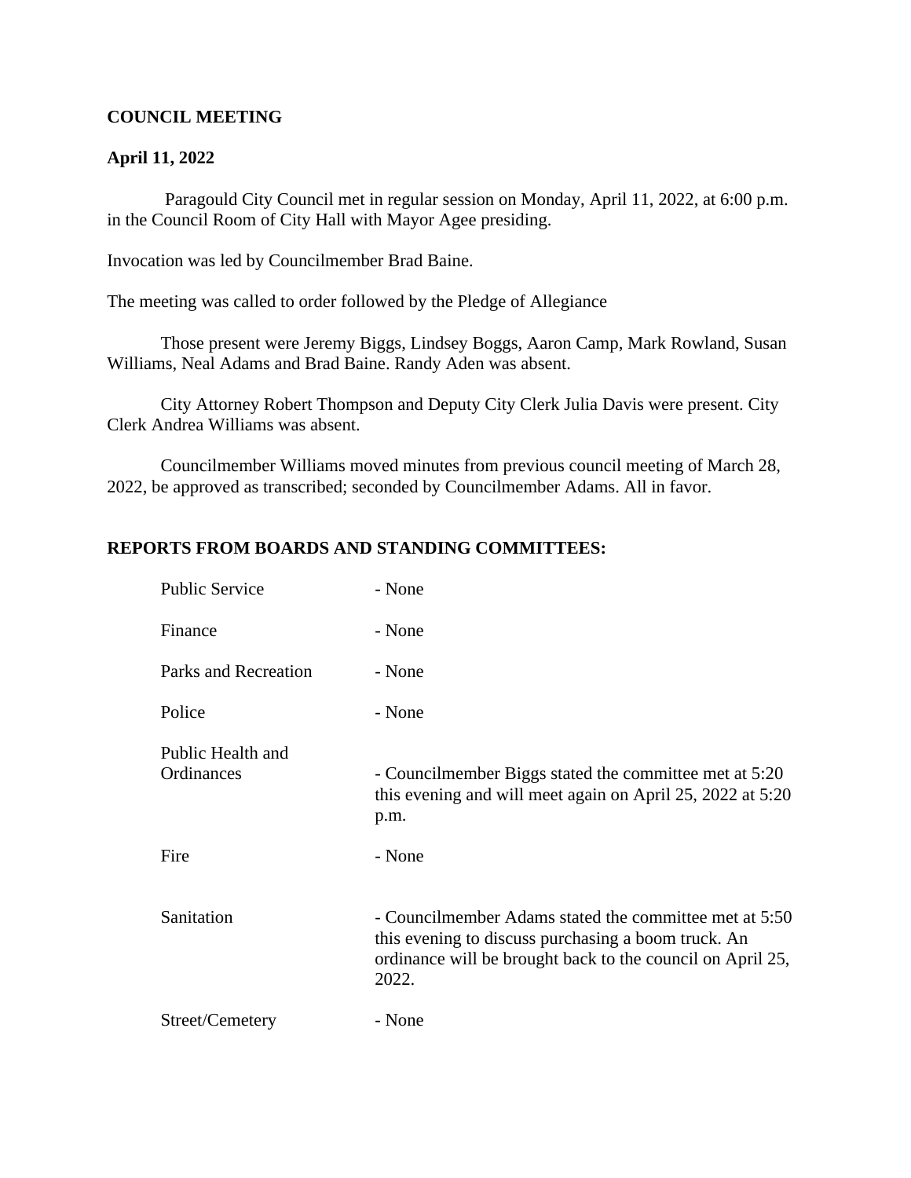**COUNCIL MEETING**

**April 11, 2022**

Paragould City Council met in regular session on Monday, April 11, 2022, at 6:00 p.m. in the Council Room of City Hall with Mayor Agee presiding.

Invocation was led by Councilmember Brad Baine.

The meeting was called to order followed by the Pledge of Allegiance

Those present were Jeremy Biggs, Lindsey Boggs, Aaron Camp, Mark Rowland, Susan Williams, Neal Adams and Brad Baine. Randy Aden was absent.

City Attorney Robert Thompson and Deputy City Clerk Julia Davis were present. City Clerk Andrea Williams was absent.

Councilmember Williams moved minutes from previous council meeting of March 28, 2022, be approved as transcribed; seconded by Councilmember Adams. All in favor.

**REPORTS FROM BOARDS AND STANDING COMMITTEES:**

| | |
|---|---|
| Public Service | - None |
| Finance | - None |
| Parks and Recreation | - None |
| Police | - None |
| Public Health and Ordinances | - Councilmember Biggs stated the committee met at 5:20 this evening and will meet again on April 25, 2022 at 5:20 p.m. |
| Fire | - None |
| Sanitation | - Councilmember Adams stated the committee met at 5:50 this evening to discuss purchasing a boom truck. An ordinance will be brought back to the council on April 25, 2022. |
| Street/Cemetery | - None |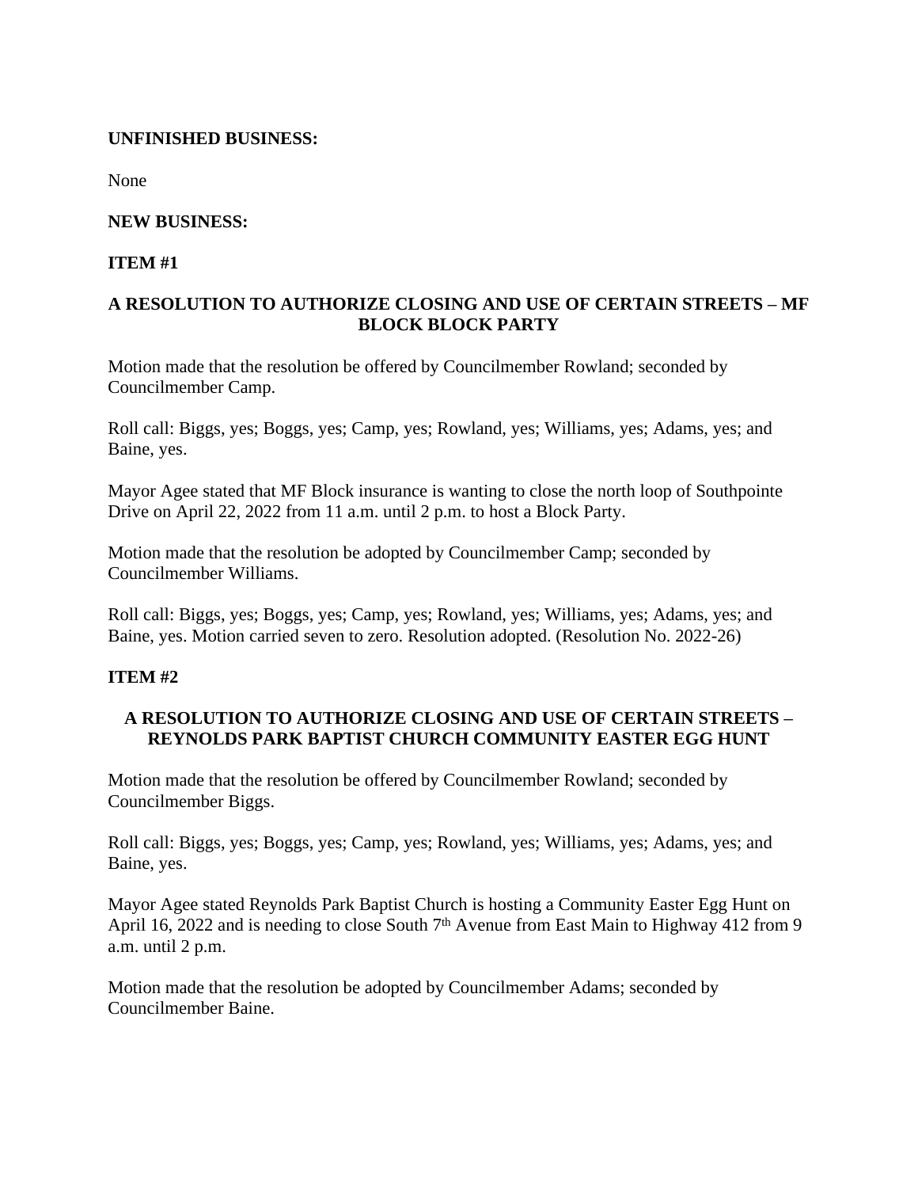**UNFINISHED BUSINESS:**

None

**NEW BUSINESS:**

**ITEM #1**

**A RESOLUTION TO AUTHORIZE CLOSING AND USE OF CERTAIN STREETS – MF BLOCK BLOCK PARTY**

Motion made that the resolution be offered by Councilmember Rowland; seconded by Councilmember Camp.

Roll call: Biggs, yes; Boggs, yes; Camp, yes; Rowland, yes; Williams, yes; Adams, yes; and Baine, yes.

Mayor Agee stated that MF Block insurance is wanting to close the north loop of Southpointe Drive on April 22, 2022 from 11 a.m. until 2 p.m. to host a Block Party.

Motion made that the resolution be adopted by Councilmember Camp; seconded by Councilmember Williams.

Roll call: Biggs, yes; Boggs, yes; Camp, yes; Rowland, yes; Williams, yes; Adams, yes; and Baine, yes. Motion carried seven to zero. Resolution adopted. (Resolution No. 2022-26)

**ITEM #2**

**A RESOLUTION TO AUTHORIZE CLOSING AND USE OF CERTAIN STREETS – REYNOLDS PARK BAPTIST CHURCH COMMUNITY EASTER EGG HUNT**

Motion made that the resolution be offered by Councilmember Rowland; seconded by Councilmember Biggs.

Roll call: Biggs, yes; Boggs, yes; Camp, yes; Rowland, yes; Williams, yes; Adams, yes; and Baine, yes.

Mayor Agee stated Reynolds Park Baptist Church is hosting a Community Easter Egg Hunt on April 16, 2022 and is needing to close South 7th Avenue from East Main to Highway 412 from 9 a.m. until 2 p.m.

Motion made that the resolution be adopted by Councilmember Adams; seconded by Councilmember Baine.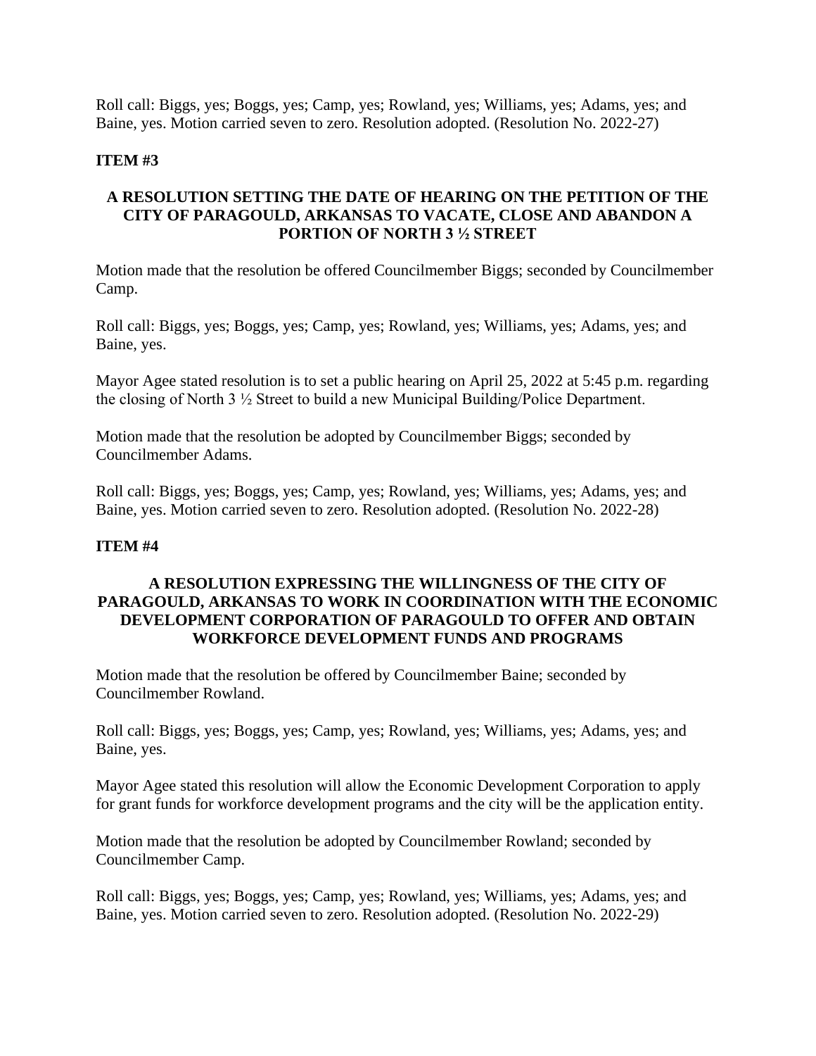Roll call: Biggs, yes; Boggs, yes; Camp, yes; Rowland, yes; Williams, yes; Adams, yes; and Baine, yes. Motion carried seven to zero. Resolution adopted. (Resolution No. 2022-27)

**ITEM #3**

**A RESOLUTION SETTING THE DATE OF HEARING ON THE PETITION OF THE CITY OF PARAGOULD, ARKANSAS TO VACATE, CLOSE AND ABANDON A PORTION OF NORTH 3 ½ STREET**

Motion made that the resolution be offered Councilmember Biggs; seconded by Councilmember Camp.

Roll call: Biggs, yes; Boggs, yes; Camp, yes; Rowland, yes; Williams, yes; Adams, yes; and Baine, yes.

Mayor Agee stated resolution is to set a public hearing on April 25, 2022 at 5:45 p.m. regarding the closing of North 3 ½ Street to build a new Municipal Building/Police Department.

Motion made that the resolution be adopted by Councilmember Biggs; seconded by Councilmember Adams.

Roll call: Biggs, yes; Boggs, yes; Camp, yes; Rowland, yes; Williams, yes; Adams, yes; and Baine, yes. Motion carried seven to zero. Resolution adopted. (Resolution No. 2022-28)

**ITEM #4**

**A RESOLUTION EXPRESSING THE WILLINGNESS OF THE CITY OF PARAGOULD, ARKANSAS TO WORK IN COORDINATION WITH THE ECONOMIC DEVELOPMENT CORPORATION OF PARAGOULD TO OFFER AND OBTAIN WORKFORCE DEVELOPMENT FUNDS AND PROGRAMS**

Motion made that the resolution be offered by Councilmember Baine; seconded by Councilmember Rowland.

Roll call: Biggs, yes; Boggs, yes; Camp, yes; Rowland, yes; Williams, yes; Adams, yes; and Baine, yes.

Mayor Agee stated this resolution will allow the Economic Development Corporation to apply for grant funds for workforce development programs and the city will be the application entity.

Motion made that the resolution be adopted by Councilmember Rowland; seconded by Councilmember Camp.

Roll call: Biggs, yes; Boggs, yes; Camp, yes; Rowland, yes; Williams, yes; Adams, yes; and Baine, yes. Motion carried seven to zero. Resolution adopted. (Resolution No. 2022-29)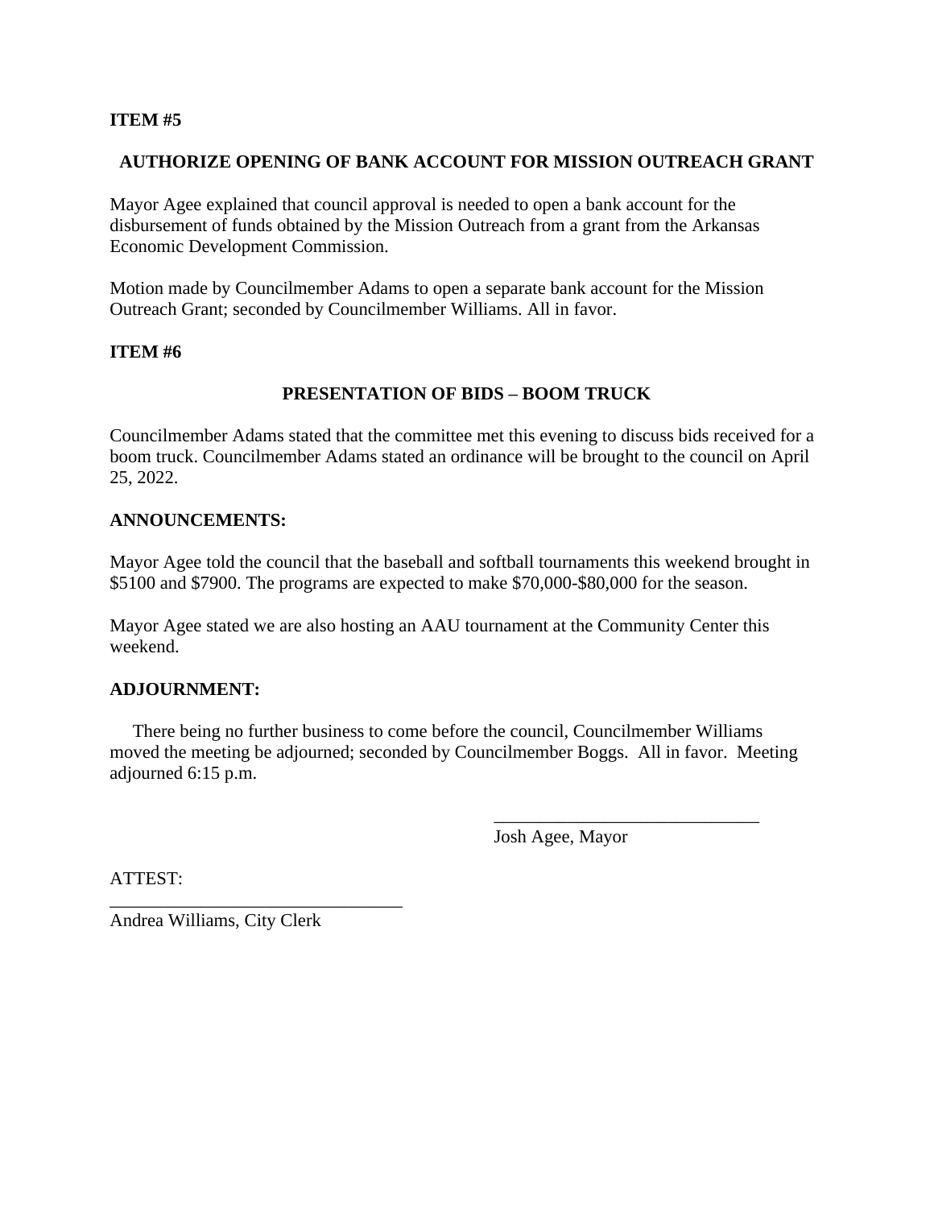**ITEM #5**

**AUTHORIZE OPENING OF BANK ACCOUNT FOR MISSION OUTREACH GRANT**

Mayor Agee explained that council approval is needed to open a bank account for the disbursement of funds obtained by the Mission Outreach from a grant from the Arkansas Economic Development Commission.

Motion made by Councilmember Adams to open a separate bank account for the Mission Outreach Grant; seconded by Councilmember Williams. All in favor.

**ITEM #6**

**PRESENTATION OF BIDS – BOOM TRUCK**

Councilmember Adams stated that the committee met this evening to discuss bids received for a boom truck. Councilmember Adams stated an ordinance will be brought to the council on April 25, 2022.

**ANNOUNCEMENTS:**

Mayor Agee told the council that the baseball and softball tournaments this weekend brought in $5100 and $7900. The programs are expected to make $70,000-$80,000 for the season.

Mayor Agee stated we are also hosting an AAU tournament at the Community Center this weekend.

**ADJOURNMENT:**

There being no further business to come before the council, Councilmember Williams moved the meeting be adjourned; seconded by Councilmember Boggs. All in favor. Meeting adjourned 6:15 p.m.

\_\_\_\_\_\_\_\_\_\_\_\_\_\_\_\_\_\_\_\_\_\_\_\_\_\_\_\_\_\_
Josh Agee, Mayor

ATTEST:

\_\_\_\_\_\_\_\_\_\_\_\_\_\_\_\_\_\_\_\_\_\_\_\_\_\_\_\_\_\_\_\_\_
Andrea Williams, City Clerk